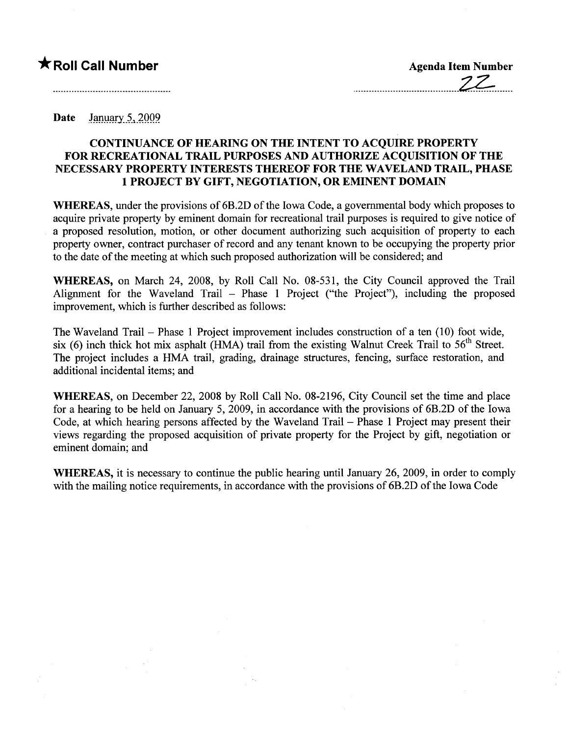★ **Roll Call Number**

**Agenda Item Number**

22

**Date** January 5, 2009

## CONTINUANCE OF HEARING ON THE INTENT TO ACQUIRE PROPERTY FOR RECREATIONAL TRAIL PURPOSES AND AUTHORIZE ACQUISITION OF THE NECESSARY PROPERTY INTERESTS THEREOF FOR THE WAVELAND TRAIL, PHASE 1 PROJECT BY GIFT, NEGOTIATION, OR EMINENT DOMAIN

**WHEREAS**, under the provisions of 6B.2D of the Iowa Code, a governmental body which proposes to acquire private property by eminent domain for recreational trail purposes is required to give notice of a proposed resolution, motion, or other document authorizing such acquisition of property to each property owner, contract purchaser of record and any tenant known to be occupying the property prior to the date of the meeting at which such proposed authorization will be considered; and

**WHEREAS,** on March 24, 2008, by Roll Call No. 08-531, the City Council approved the Trail Alignment for the Waveland Trail – Phase 1 Project ("the Project"), including the proposed improvement, which is further described as follows:

The Waveland Trail – Phase 1 Project improvement includes construction of a ten (10) foot wide, six (6) inch thick hot mix asphalt (HMA) trail from the existing Walnut Creek Trail to 56th Street. The project includes a HMA trail, grading, drainage structures, fencing, surface restoration, and additional incidental items; and

**WHEREAS,** on December 22, 2008 by Roll Call No. 08-2196, City Council set the time and place for a hearing to be held on January 5, 2009, in accordance with the provisions of 6B.2D of the Iowa Code, at which hearing persons affected by the Waveland Trail – Phase 1 Project may present their views regarding the proposed acquisition of private property for the Project by gift, negotiation or eminent domain; and

**WHEREAS,** it is necessary to continue the public hearing until January 26, 2009, in order to comply with the mailing notice requirements, in accordance with the provisions of 6B.2D of the Iowa Code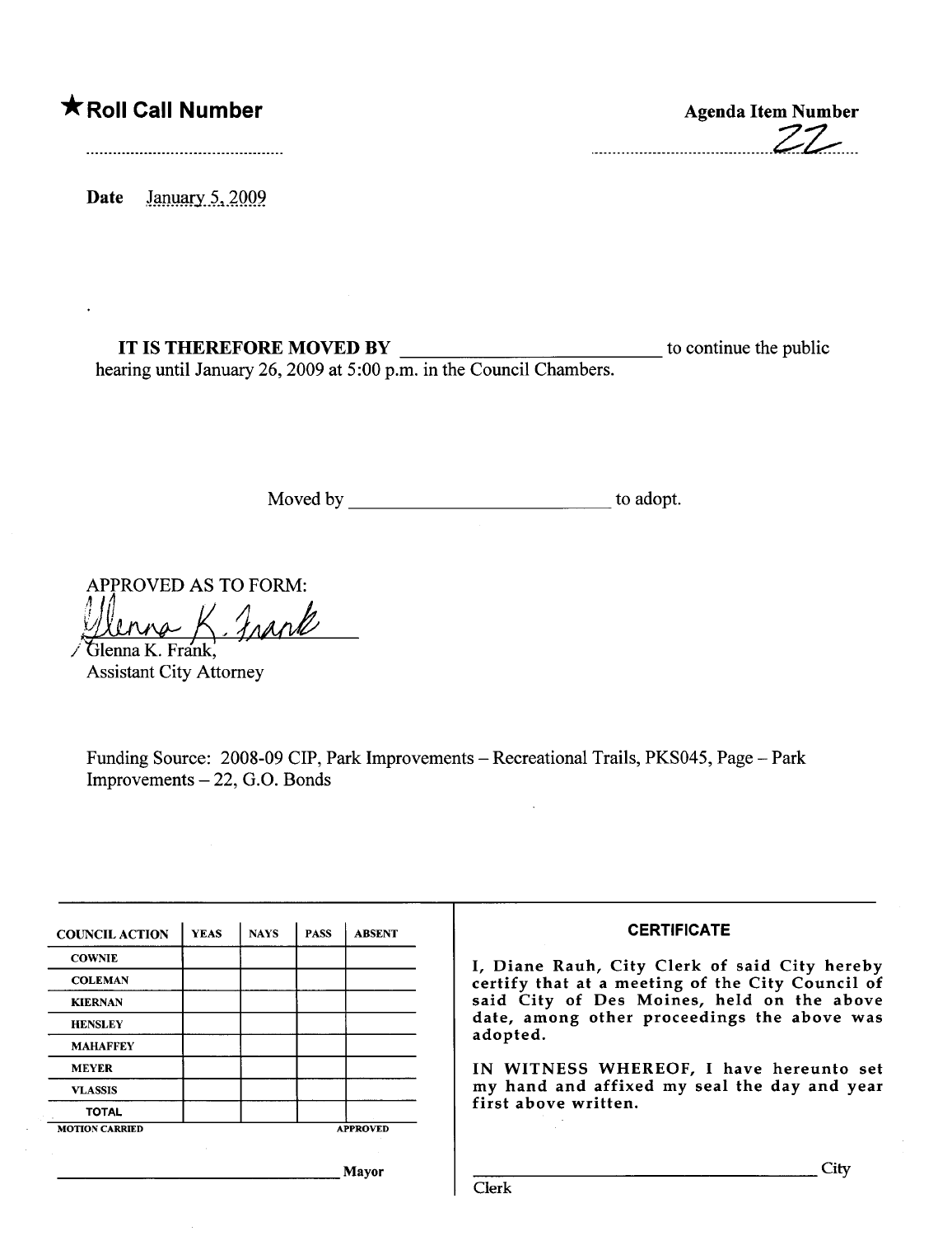★ **Roll Call Number**

..............................................

**Agenda Item Number**

22

Date January 5, 2009

**IT IS THEREFORE MOVED BY** __________________________ to continue the public hearing until January 26, 2009 at 5:00 p.m. in the Council Chambers.

Moved by __________________________ to adopt.

APPROVED AS TO FORM:

Glenna K. Frank,
Assistant City Attorney

Funding Source: 2008-09 CIP, Park Improvements – Recreational Trails, PKS045, Page – Park Improvements – 22, G.O. Bonds

| COUNCIL ACTION | YEAS | NAYS | PASS | ABSENT |
|---|---|---|---|---|
| COWNIE | | | | |
| COLEMAN | | | | |
| KIERNAN | | | | |
| HENSLEY | | | | |
| MAHAFFEY | | | | |
| MEYER | | | | |
| VLASSIS | | | | |
| TOTAL | | | | |

MOTION CARRIED APPROVED

__________________________ Mayor

**CERTIFICATE**

I, Diane Rauh, City Clerk of said City hereby certify that at a meeting of the City Council of said City of Des Moines, held on the above date, among other proceedings the above was adopted.

IN WITNESS WHEREOF, I have hereunto set my hand and affixed my seal the day and year first above written.

__________________________ City Clerk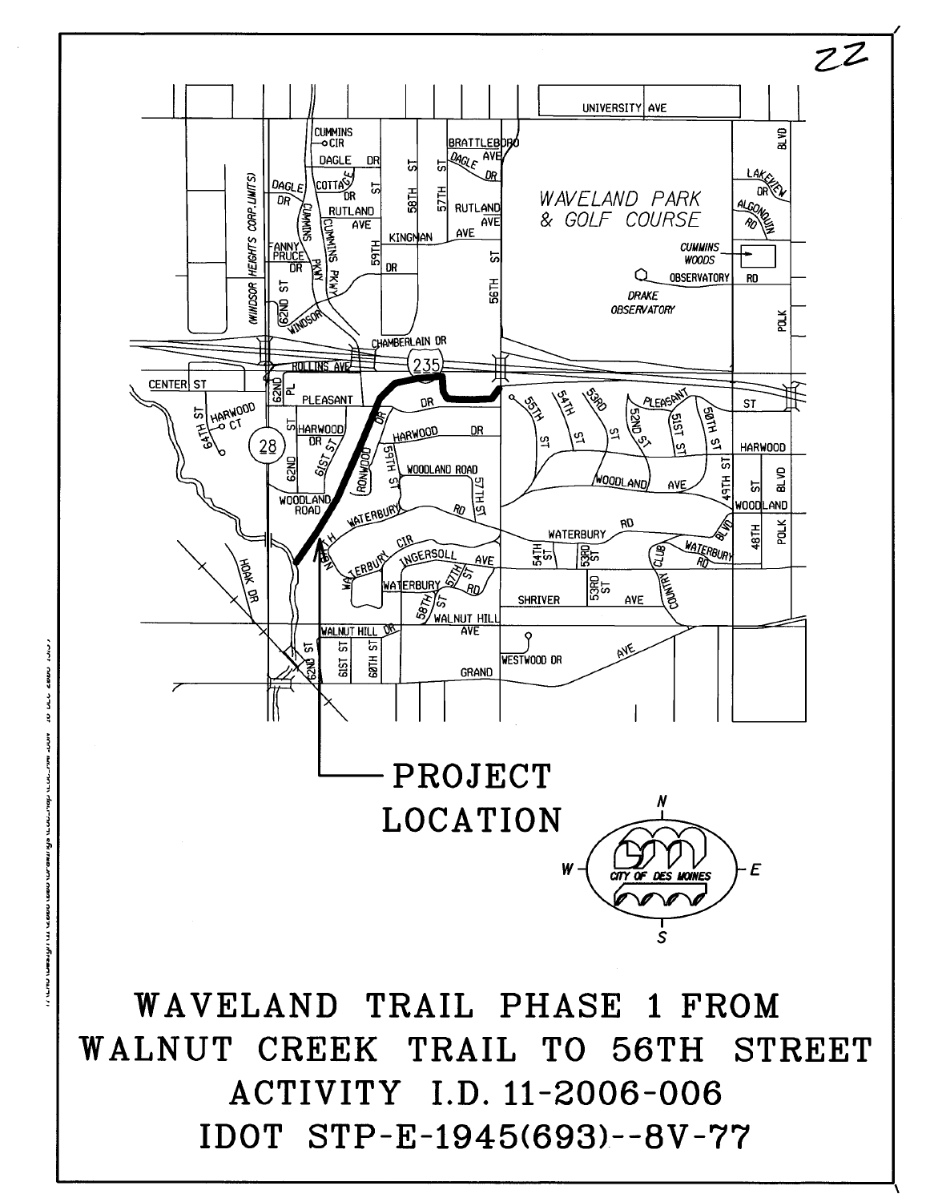22

PROJECT LOCATION

# WAVELAND TRAIL PHASE 1 FROM WALNUT CREEK TRAIL TO 56TH STREET

## ACTIVITY I.D. 11-2006-006

## IDOT STP-E-1945(693)--8V-77